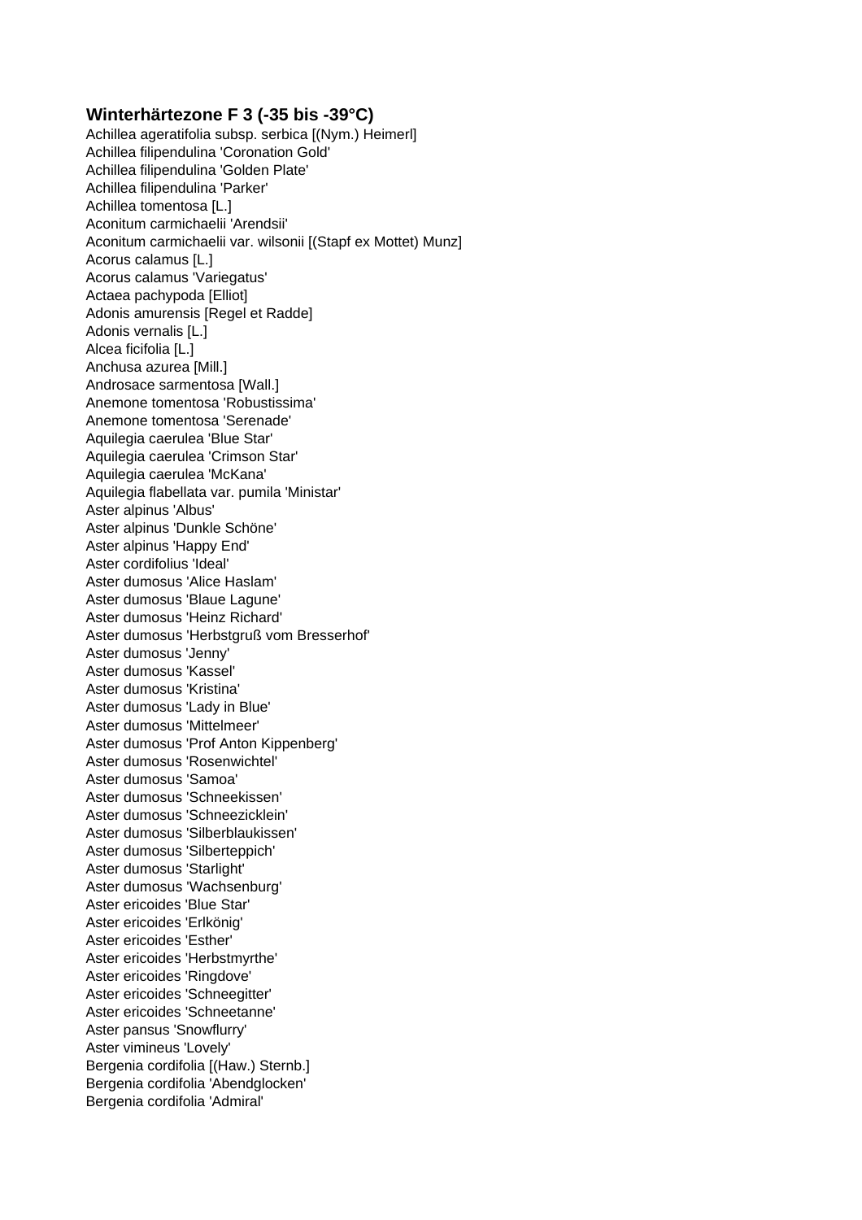## Winterhärtezone F 3 (-35 bis -39°C)

Achillea ageratifolia subsp. serbica [(Nym.) Heimerl]
Achillea filipendulina 'Coronation Gold'
Achillea filipendulina 'Golden Plate'
Achillea filipendulina 'Parker'
Achillea tomentosa [L.]
Aconitum carmichaelii 'Arendsii'
Aconitum carmichaelii var. wilsonii [(Stapf ex Mottet) Munz]
Acorus calamus [L.]
Acorus calamus 'Variegatus'
Actaea pachypoda [Elliot]
Adonis amurensis [Regel et Radde]
Adonis vernalis [L.]
Alcea ficifolia [L.]
Anchusa azurea [Mill.]
Androsace sarmentosa [Wall.]
Anemone tomentosa 'Robustissima'
Anemone tomentosa 'Serenade'
Aquilegia caerulea 'Blue Star'
Aquilegia caerulea 'Crimson Star'
Aquilegia caerulea 'McKana'
Aquilegia flabellata var. pumila 'Ministar'
Aster alpinus 'Albus'
Aster alpinus 'Dunkle Schöne'
Aster alpinus 'Happy End'
Aster cordifolius 'Ideal'
Aster dumosus 'Alice Haslam'
Aster dumosus 'Blaue Lagune'
Aster dumosus 'Heinz Richard'
Aster dumosus 'Herbstgruß vom Bresserhof'
Aster dumosus 'Jenny'
Aster dumosus 'Kassel'
Aster dumosus 'Kristina'
Aster dumosus 'Lady in Blue'
Aster dumosus 'Mittelmeer'
Aster dumosus 'Prof Anton Kippenberg'
Aster dumosus 'Rosenwichtel'
Aster dumosus 'Samoa'
Aster dumosus 'Schneekissen'
Aster dumosus 'Schneezicklein'
Aster dumosus 'Silberblaukissen'
Aster dumosus 'Silberteppich'
Aster dumosus 'Starlight'
Aster dumosus 'Wachsenburg'
Aster ericoides 'Blue Star'
Aster ericoides 'Erlkönig'
Aster ericoides 'Esther'
Aster ericoides 'Herbstmyrthe'
Aster ericoides 'Ringdove'
Aster ericoides 'Schneegitter'
Aster ericoides 'Schneetanne'
Aster pansus 'Snowflurry'
Aster vimineus 'Lovely'
Bergenia cordifolia [(Haw.) Sternb.]
Bergenia cordifolia 'Abendglocken'
Bergenia cordifolia 'Admiral'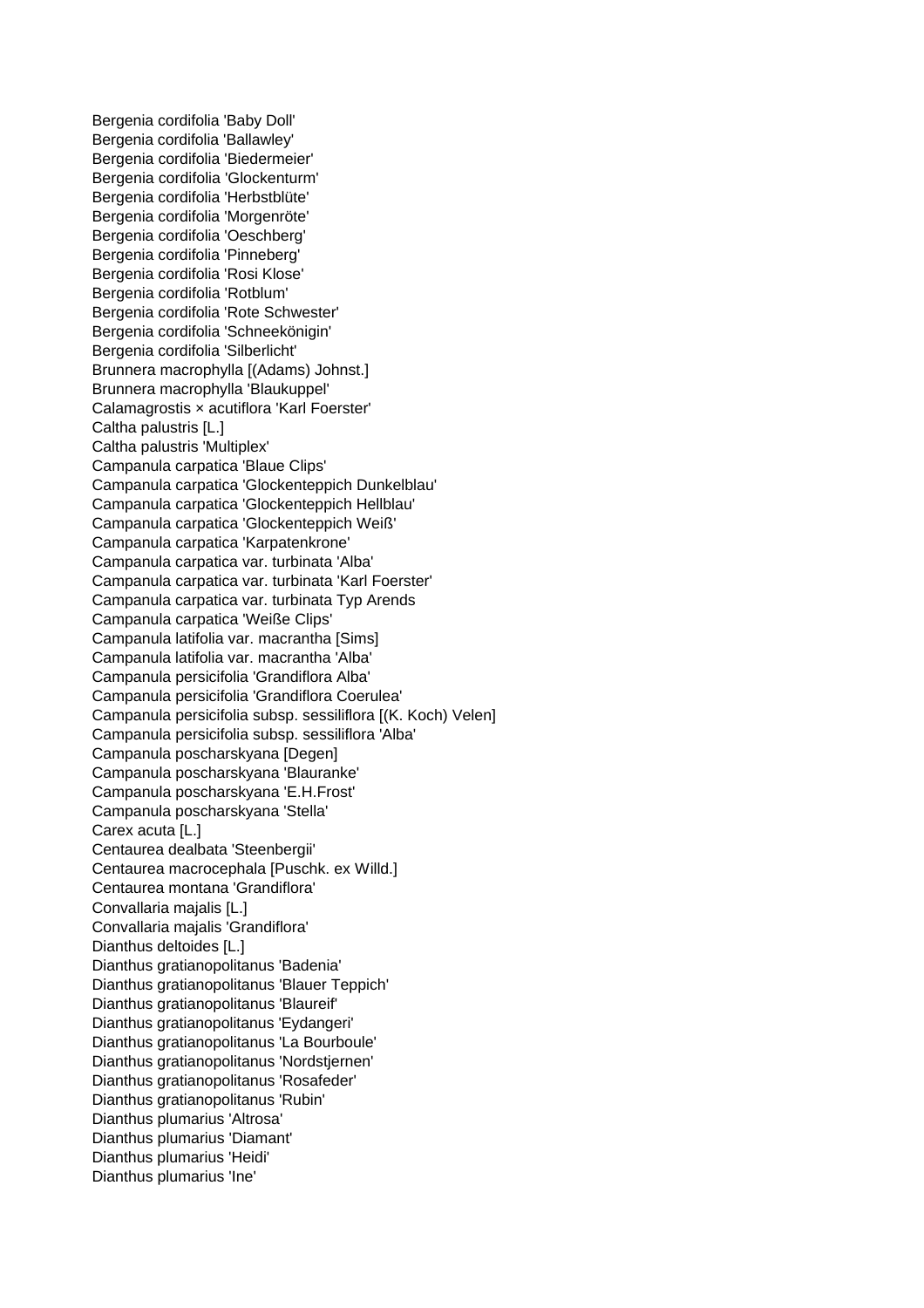Bergenia cordifolia 'Baby Doll'
Bergenia cordifolia 'Ballawley'
Bergenia cordifolia 'Biedermeier'
Bergenia cordifolia 'Glockenturm'
Bergenia cordifolia 'Herbstblüte'
Bergenia cordifolia 'Morgenröte'
Bergenia cordifolia 'Oeschberg'
Bergenia cordifolia 'Pinneberg'
Bergenia cordifolia 'Rosi Klose'
Bergenia cordifolia 'Rotblum'
Bergenia cordifolia 'Rote Schwester'
Bergenia cordifolia 'Schneekönigin'
Bergenia cordifolia 'Silberlicht'
Brunnera macrophylla [(Adams) Johnst.]
Brunnera macrophylla 'Blaukuppel'
Calamagrostis × acutiflora 'Karl Foerster'
Caltha palustris [L.]
Caltha palustris 'Multiplex'
Campanula carpatica 'Blaue Clips'
Campanula carpatica 'Glockenteppich Dunkelblau'
Campanula carpatica 'Glockenteppich Hellblau'
Campanula carpatica 'Glockenteppich Weiß'
Campanula carpatica 'Karpatenkrone'
Campanula carpatica var. turbinata 'Alba'
Campanula carpatica var. turbinata 'Karl Foerster'
Campanula carpatica var. turbinata Typ Arends
Campanula carpatica 'Weiße Clips'
Campanula latifolia var. macrantha [Sims]
Campanula latifolia var. macrantha 'Alba'
Campanula persicifolia 'Grandiflora Alba'
Campanula persicifolia 'Grandiflora Coerulea'
Campanula persicifolia subsp. sessiliflora [(K. Koch) Velen]
Campanula persicifolia subsp. sessiliflora 'Alba'
Campanula poscharskyana [Degen]
Campanula poscharskyana 'Blauranke'
Campanula poscharskyana 'E.H.Frost'
Campanula poscharskyana 'Stella'
Carex acuta [L.]
Centaurea dealbata 'Steenbergii'
Centaurea macrocephala [Puschk. ex Willd.]
Centaurea montana 'Grandiflora'
Convallaria majalis [L.]
Convallaria majalis 'Grandiflora'
Dianthus deltoides [L.]
Dianthus gratianopolitanus 'Badenia'
Dianthus gratianopolitanus 'Blauer Teppich'
Dianthus gratianopolitanus 'Blaureif'
Dianthus gratianopolitanus 'Eydangeri'
Dianthus gratianopolitanus 'La Bourboule'
Dianthus gratianopolitanus 'Nordstjernen'
Dianthus gratianopolitanus 'Rosafeder'
Dianthus gratianopolitanus 'Rubin'
Dianthus plumarius 'Altrosa'
Dianthus plumarius 'Diamant'
Dianthus plumarius 'Heidi'
Dianthus plumarius 'Ine'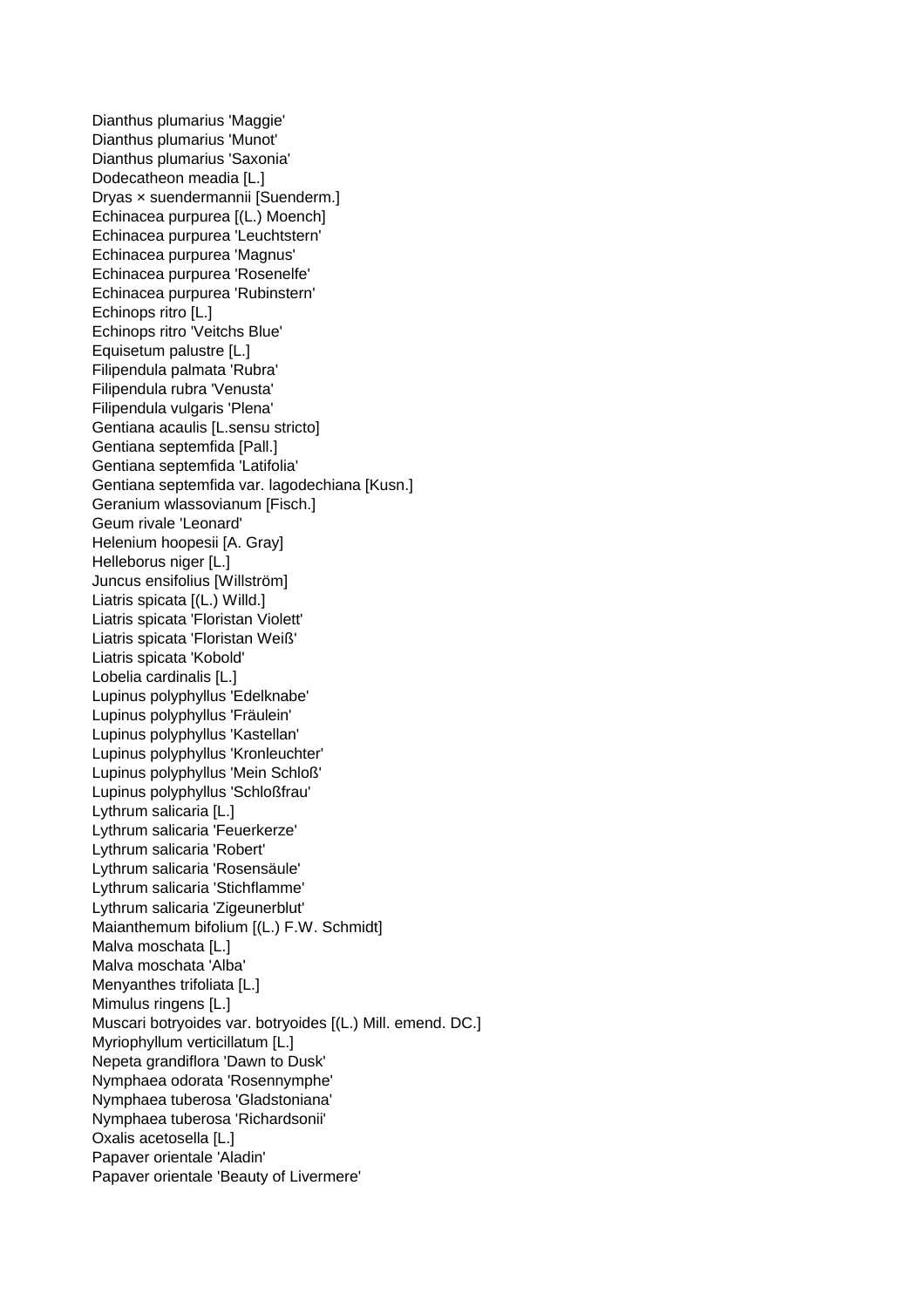Dianthus plumarius 'Maggie'
Dianthus plumarius 'Munot'
Dianthus plumarius 'Saxonia'
Dodecatheon meadia [L.]
Dryas × suendermannii [Suenderm.]
Echinacea purpurea [(L.) Moench]
Echinacea purpurea 'Leuchtstern'
Echinacea purpurea 'Magnus'
Echinacea purpurea 'Rosenelfe'
Echinacea purpurea 'Rubinstern'
Echinops ritro [L.]
Echinops ritro 'Veitchs Blue'
Equisetum palustre [L.]
Filipendula palmata 'Rubra'
Filipendula rubra 'Venusta'
Filipendula vulgaris 'Plena'
Gentiana acaulis [L.sensu stricto]
Gentiana septemfida [Pall.]
Gentiana septemfida 'Latifolia'
Gentiana septemfida var. lagodechiana [Kusn.]
Geranium wlassovianum [Fisch.]
Geum rivale 'Leonard'
Helenium hoopesii [A. Gray]
Helleborus niger [L.]
Juncus ensifolius [Willström]
Liatris spicata [(L.) Willd.]
Liatris spicata 'Floristan Violett'
Liatris spicata 'Floristan Weiß'
Liatris spicata 'Kobold'
Lobelia cardinalis [L.]
Lupinus polyphyllus 'Edelknabe'
Lupinus polyphyllus 'Fräulein'
Lupinus polyphyllus 'Kastellan'
Lupinus polyphyllus 'Kronleuchter'
Lupinus polyphyllus 'Mein Schloß'
Lupinus polyphyllus 'Schloßfrau'
Lythrum salicaria [L.]
Lythrum salicaria 'Feuerkerze'
Lythrum salicaria 'Robert'
Lythrum salicaria 'Rosensäule'
Lythrum salicaria 'Stichflamme'
Lythrum salicaria 'Zigeunerblut'
Maianthemum bifolium [(L.) F.W. Schmidt]
Malva moschata [L.]
Malva moschata 'Alba'
Menyanthes trifoliata [L.]
Mimulus ringens [L.]
Muscari botryoides var. botryoides [(L.) Mill. emend. DC.]
Myriophyllum verticillatum [L.]
Nepeta grandiflora 'Dawn to Dusk'
Nymphaea odorata 'Rosennymphe'
Nymphaea tuberosa 'Gladstoniana'
Nymphaea tuberosa 'Richardsonii'
Oxalis acetosella [L.]
Papaver orientale 'Aladin'
Papaver orientale 'Beauty of Livermere'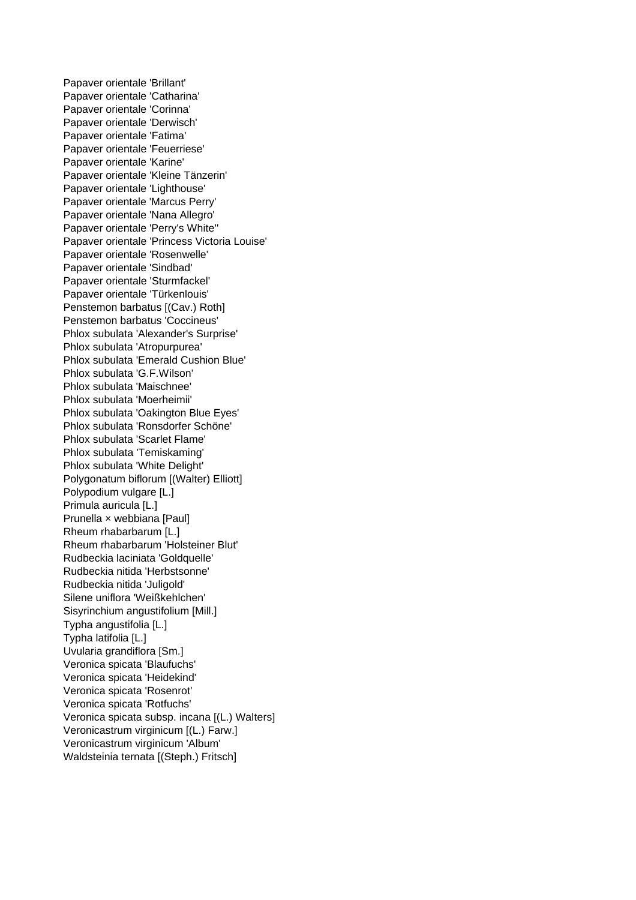Papaver orientale 'Brillant'
Papaver orientale 'Catharina'
Papaver orientale 'Corinna'
Papaver orientale 'Derwisch'
Papaver orientale 'Fatima'
Papaver orientale 'Feuerriese'
Papaver orientale 'Karine'
Papaver orientale 'Kleine Tänzerin'
Papaver orientale 'Lighthouse'
Papaver orientale 'Marcus Perry'
Papaver orientale 'Nana Allegro'
Papaver orientale 'Perry's White''
Papaver orientale 'Princess Victoria Louise'
Papaver orientale 'Rosenwelle'
Papaver orientale 'Sindbad'
Papaver orientale 'Sturmfackel'
Papaver orientale 'Türkenlouis'
Penstemon barbatus [(Cav.) Roth]
Penstemon barbatus 'Coccineus'
Phlox subulata 'Alexander's Surprise'
Phlox subulata 'Atropurpurea'
Phlox subulata 'Emerald Cushion Blue'
Phlox subulata 'G.F.Wilson'
Phlox subulata 'Maischnee'
Phlox subulata 'Moerheimii'
Phlox subulata 'Oakington Blue Eyes'
Phlox subulata 'Ronsdorfer Schöne'
Phlox subulata 'Scarlet Flame'
Phlox subulata 'Temiskaming'
Phlox subulata 'White Delight'
Polygonatum biflorum [(Walter) Elliott]
Polypodium vulgare [L.]
Primula auricula [L.]
Prunella × webbiana [Paul]
Rheum rhabarbarum [L.]
Rheum rhabarbarum 'Holsteiner Blut'
Rudbeckia laciniata 'Goldquelle'
Rudbeckia nitida 'Herbstsonne'
Rudbeckia nitida 'Juligold'
Silene uniflora 'Weißkehlchen'
Sisyrinchium angustifolium [Mill.]
Typha angustifolia [L.]
Typha latifolia [L.]
Uvularia grandiflora [Sm.]
Veronica spicata 'Blaufuchs'
Veronica spicata 'Heidekind'
Veronica spicata 'Rosenrot'
Veronica spicata 'Rotfuchs'
Veronica spicata subsp. incana [(L.) Walters]
Veronicastrum virginicum [(L.) Farw.]
Veronicastrum virginicum 'Album'
Waldsteinia ternata [(Steph.) Fritsch]